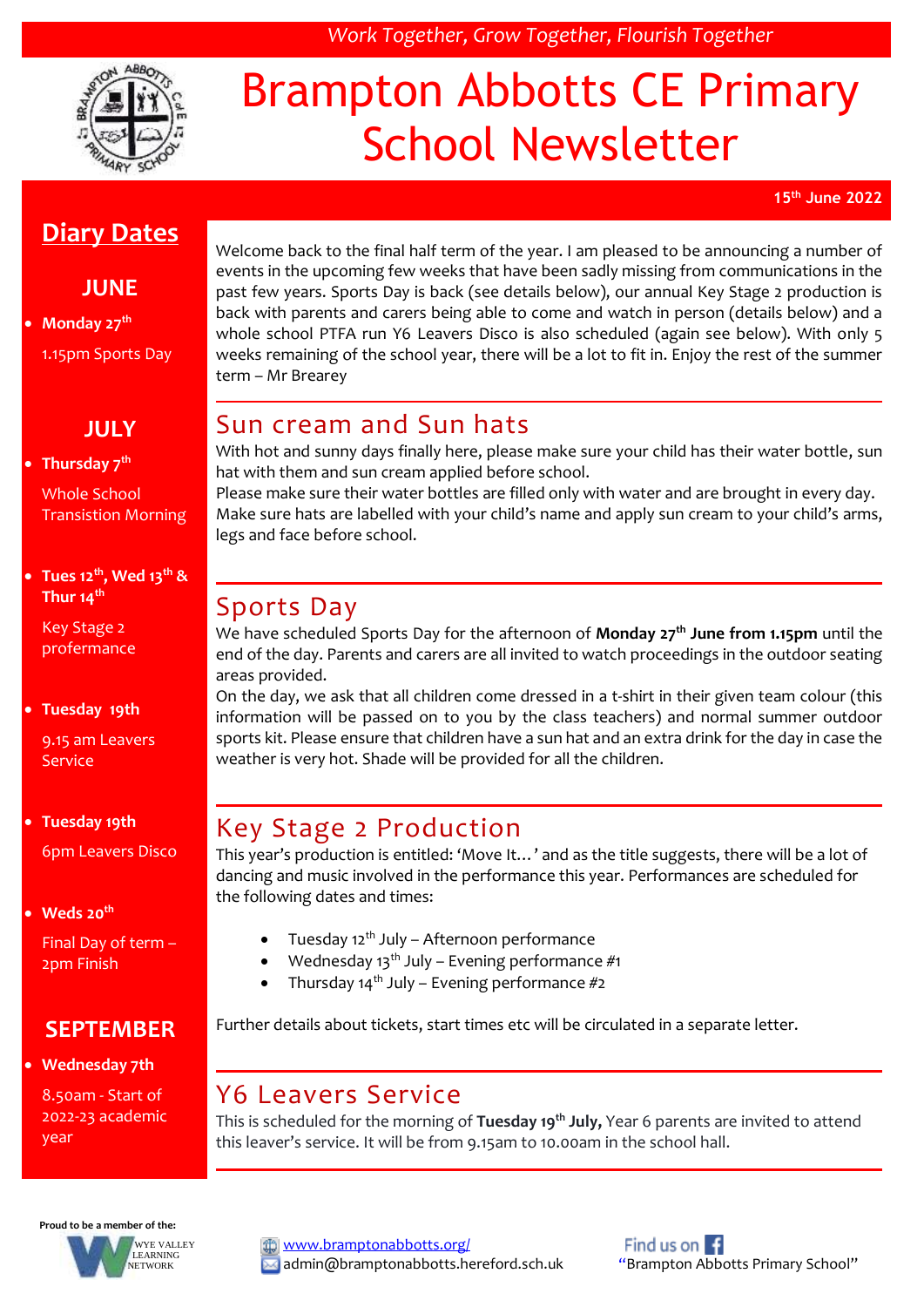*Work Together, Grow Together, Flourish Together*

# Brampton Abbotts CE Primary School Newsletter

**15th June 2022**

## Diary Dates

### JUNE

- **Monday 27th**

  1.15pm Sports Day

### JULY

- **Thursday 7th**

  Whole School Transistion Morning

- **Tues 12th, Wed 13th & Thur 14th**

  Key Stage 2 profermance

- **Tuesday 19th**

  9.15 am Leavers Service

- **Tuesday 19th**

  6pm Leavers Disco

- **Weds 20th**

  Final Day of term – 2pm Finish

### SEPTEMBER

- **Wednesday 7th**

  8.50am - Start of 2022-23 academic year

Welcome back to the final half term of the year. I am pleased to be announcing a number of events in the upcoming few weeks that have been sadly missing from communications in the past few years. Sports Day is back (see details below), our annual Key Stage 2 production is back with parents and carers being able to come and watch in person (details below) and a whole school PTFA run Y6 Leavers Disco is also scheduled (again see below). With only 5 weeks remaining of the school year, there will be a lot to fit in. Enjoy the rest of the summer term – Mr Brearey

## Sun cream and Sun hats

With hot and sunny days finally here, please make sure your child has their water bottle, sun hat with them and sun cream applied before school.

Please make sure their water bottles are filled only with water and are brought in every day. Make sure hats are labelled with your child's name and apply sun cream to your child's arms, legs and face before school.

## Sports Day

We have scheduled Sports Day for the afternoon of **Monday 27th June from 1.15pm** until the end of the day. Parents and carers are all invited to watch proceedings in the outdoor seating areas provided.

On the day, we ask that all children come dressed in a t-shirt in their given team colour (this information will be passed on to you by the class teachers) and normal summer outdoor sports kit. Please ensure that children have a sun hat and an extra drink for the day in case the weather is very hot. Shade will be provided for all the children.

## Key Stage 2 Production

This year's production is entitled: 'Move It…' and as the title suggests, there will be a lot of dancing and music involved in the performance this year. Performances are scheduled for the following dates and times:

- Tuesday 12th July – Afternoon performance
- Wednesday 13th July – Evening performance #1
- Thursday 14th July – Evening performance #2

Further details about tickets, start times etc will be circulated in a separate letter.

## Y6 Leavers Service

This is scheduled for the morning of **Tuesday 19th July,** Year 6 parents are invited to attend this leaver's service. It will be from 9.15am to 10.00am in the school hall.

Proud to be a member of the: WYE VALLEY LEARNING NETWORK

www.bramptonabbotts.org/
admin@bramptonabbotts.hereford.sch.uk

Find us on "Brampton Abbotts Primary School"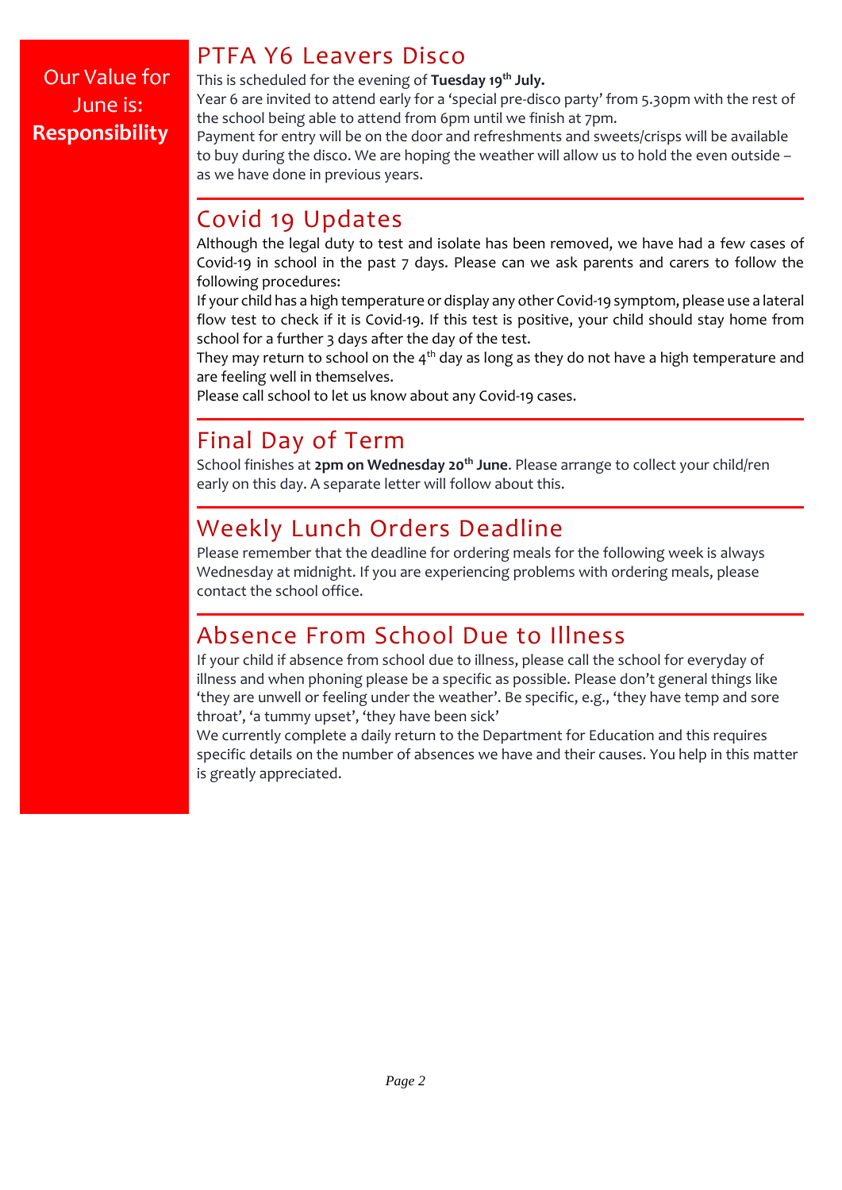Our Value for June is: **Responsibility**

## PTFA Y6 Leavers Disco

This is scheduled for the evening of **Tuesday 19th July.**

Year 6 are invited to attend early for a 'special pre-disco party' from 5.30pm with the rest of the school being able to attend from 6pm until we finish at 7pm.

Payment for entry will be on the door and refreshments and sweets/crisps will be available to buy during the disco. We are hoping the weather will allow us to hold the even outside – as we have done in previous years.

## Covid 19 Updates

Although the legal duty to test and isolate has been removed, we have had a few cases of Covid-19 in school in the past 7 days. Please can we ask parents and carers to follow the following procedures:

If your child has a high temperature or display any other Covid-19 symptom, please use a lateral flow test to check if it is Covid-19. If this test is positive, your child should stay home from school for a further 3 days after the day of the test.

They may return to school on the 4th day as long as they do not have a high temperature and are feeling well in themselves.

Please call school to let us know about any Covid-19 cases.

## Final Day of Term

School finishes at **2pm on Wednesday 20th June**. Please arrange to collect your child/ren early on this day. A separate letter will follow about this.

## Weekly Lunch Orders Deadline

Please remember that the deadline for ordering meals for the following week is always Wednesday at midnight. If you are experiencing problems with ordering meals, please contact the school office.

## Absence From School Due to Illness

If your child if absence from school due to illness, please call the school for everyday of illness and when phoning please be a specific as possible. Please don't general things like 'they are unwell or feeling under the weather'. Be specific, e.g., 'they have temp and sore throat', 'a tummy upset', 'they have been sick'

We currently complete a daily return to the Department for Education and this requires specific details on the number of absences we have and their causes. You help in this matter is greatly appreciated.